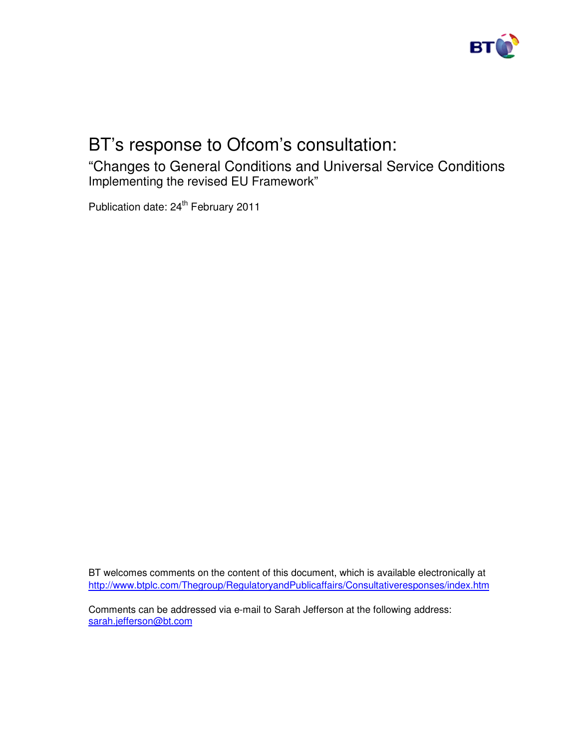# BT's response to Ofcom's consultation:

## "Changes to General Conditions and Universal Service Conditions

### Implementing the revised EU Framework"

Publication date: 24th February 2011

BT welcomes comments on the content of this document, which is available electronically at http://www.btplc.com/Thegroup/RegulatoryandPublicaffairs/Consultativeresponses/index.htm

Comments can be addressed via e-mail to Sarah Jefferson at the following address: sarah.jefferson@bt.com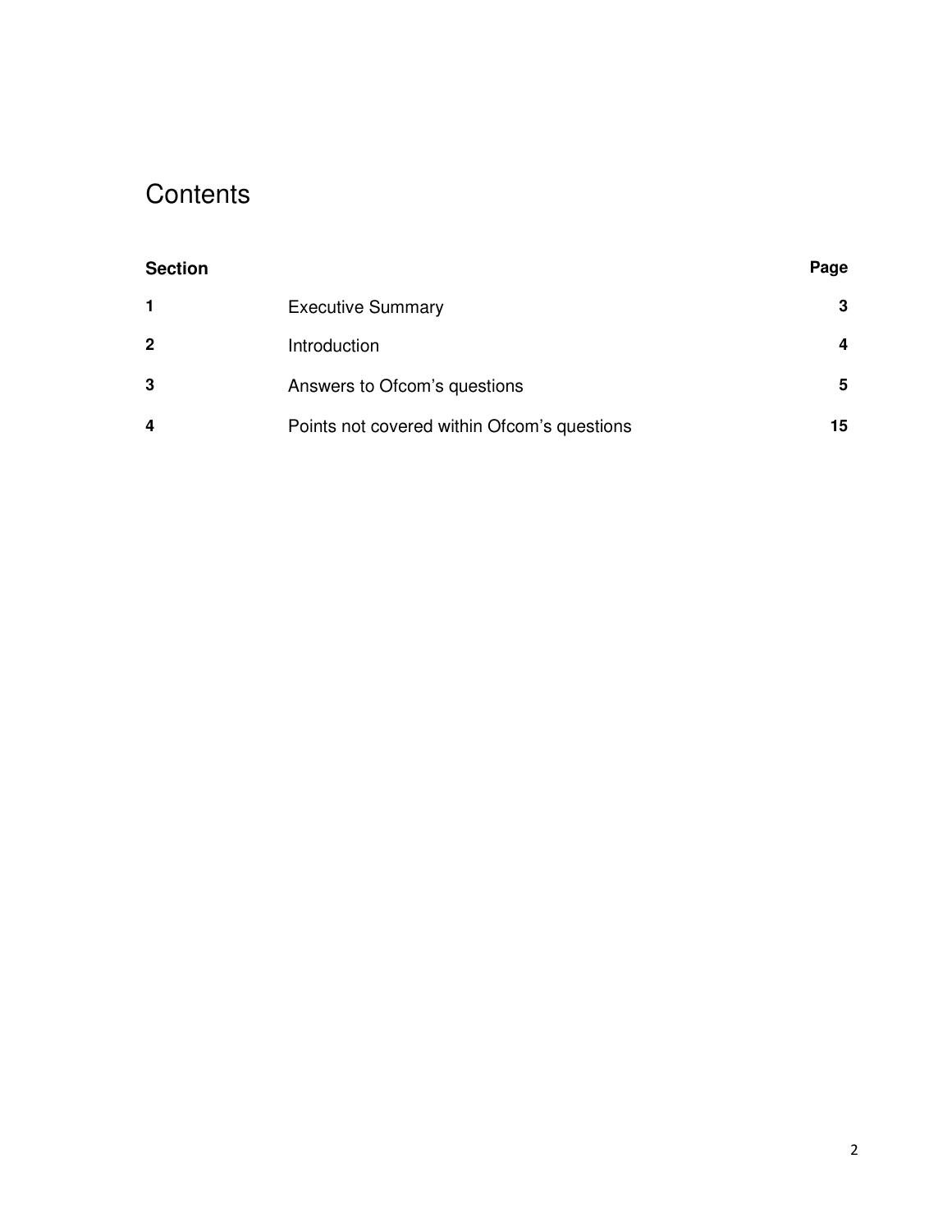# Contents

| **Section** | | **Page** |
|---|---|---|
| **1** | Executive Summary | **3** |
| **2** | Introduction | **4** |
| **3** | Answers to Ofcom’s questions | **5** |
| **4** | Points not covered within Ofcom’s questions | **15** |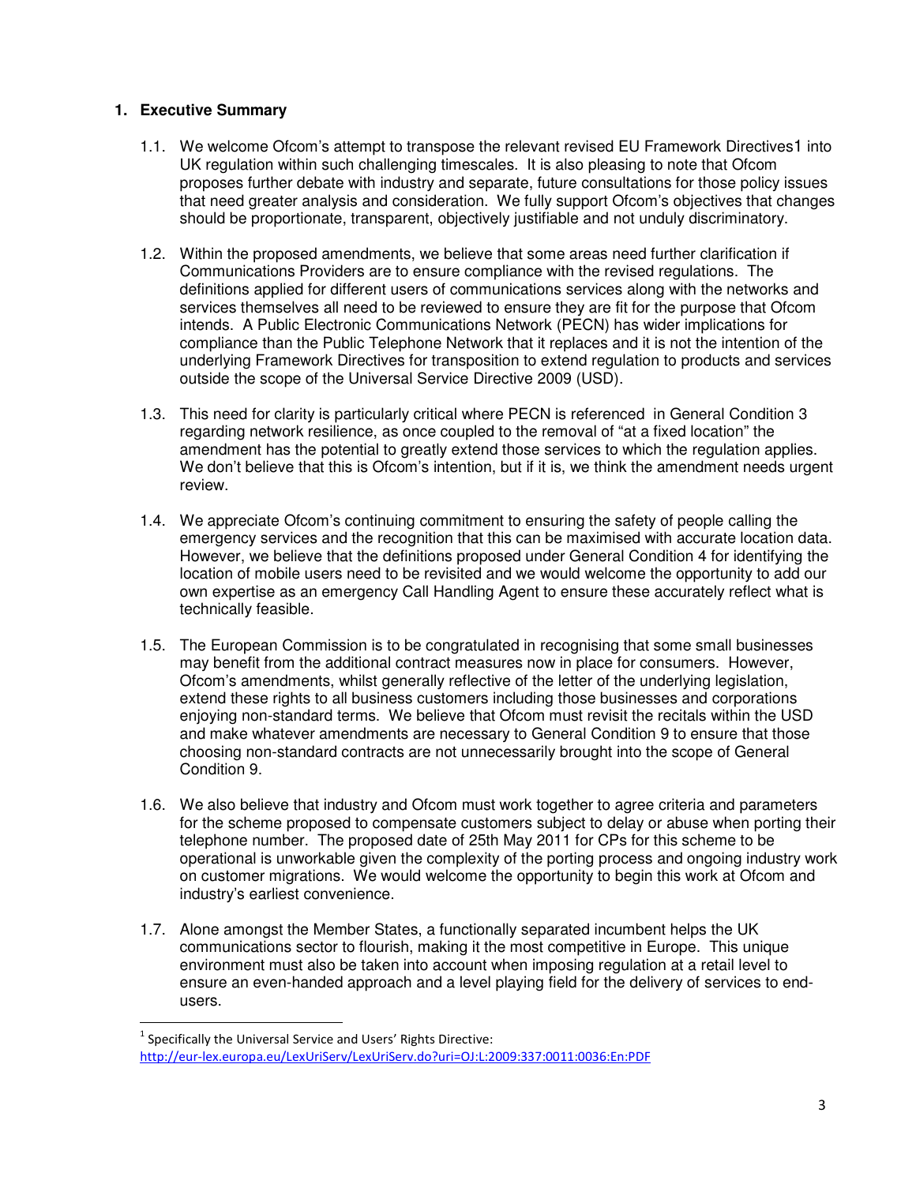## 1. Executive Summary

1.1. We welcome Ofcom's attempt to transpose the relevant revised EU Framework Directives1 into UK regulation within such challenging timescales. It is also pleasing to note that Ofcom proposes further debate with industry and separate, future consultations for those policy issues that need greater analysis and consideration. We fully support Ofcom's objectives that changes should be proportionate, transparent, objectively justifiable and not unduly discriminatory.

1.2. Within the proposed amendments, we believe that some areas need further clarification if Communications Providers are to ensure compliance with the revised regulations. The definitions applied for different users of communications services along with the networks and services themselves all need to be reviewed to ensure they are fit for the purpose that Ofcom intends. A Public Electronic Communications Network (PECN) has wider implications for compliance than the Public Telephone Network that it replaces and it is not the intention of the underlying Framework Directives for transposition to extend regulation to products and services outside the scope of the Universal Service Directive 2009 (USD).

1.3. This need for clarity is particularly critical where PECN is referenced in General Condition 3 regarding network resilience, as once coupled to the removal of "at a fixed location" the amendment has the potential to greatly extend those services to which the regulation applies. We don't believe that this is Ofcom's intention, but if it is, we think the amendment needs urgent review.

1.4. We appreciate Ofcom's continuing commitment to ensuring the safety of people calling the emergency services and the recognition that this can be maximised with accurate location data. However, we believe that the definitions proposed under General Condition 4 for identifying the location of mobile users need to be revisited and we would welcome the opportunity to add our own expertise as an emergency Call Handling Agent to ensure these accurately reflect what is technically feasible.

1.5. The European Commission is to be congratulated in recognising that some small businesses may benefit from the additional contract measures now in place for consumers. However, Ofcom's amendments, whilst generally reflective of the letter of the underlying legislation, extend these rights to all business customers including those businesses and corporations enjoying non-standard terms. We believe that Ofcom must revisit the recitals within the USD and make whatever amendments are necessary to General Condition 9 to ensure that those choosing non-standard contracts are not unnecessarily brought into the scope of General Condition 9.

1.6. We also believe that industry and Ofcom must work together to agree criteria and parameters for the scheme proposed to compensate customers subject to delay or abuse when porting their telephone number. The proposed date of 25th May 2011 for CPs for this scheme to be operational is unworkable given the complexity of the porting process and ongoing industry work on customer migrations. We would welcome the opportunity to begin this work at Ofcom and industry's earliest convenience.

1.7. Alone amongst the Member States, a functionally separated incumbent helps the UK communications sector to flourish, making it the most competitive in Europe. This unique environment must also be taken into account when imposing regulation at a retail level to ensure an even-handed approach and a level playing field for the delivery of services to end-users.

[1] Specifically the Universal Service and Users' Rights Directive: http://eur-lex.europa.eu/LexUriServ/LexUriServ.do?uri=OJ:L:2009:337:0011:0036:En:PDF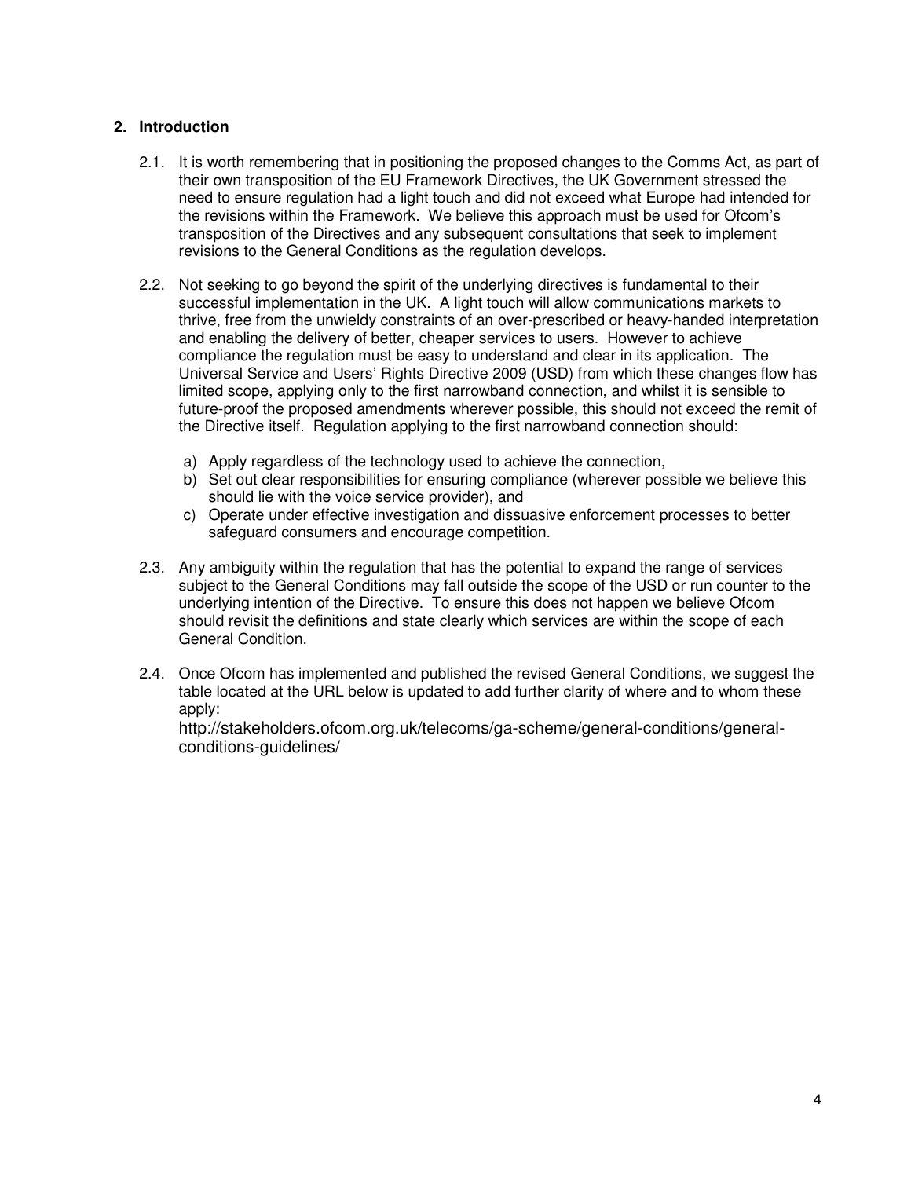## 2. Introduction

2.1. It is worth remembering that in positioning the proposed changes to the Comms Act, as part of their own transposition of the EU Framework Directives, the UK Government stressed the need to ensure regulation had a light touch and did not exceed what Europe had intended for the revisions within the Framework. We believe this approach must be used for Ofcom's transposition of the Directives and any subsequent consultations that seek to implement revisions to the General Conditions as the regulation develops.

2.2. Not seeking to go beyond the spirit of the underlying directives is fundamental to their successful implementation in the UK. A light touch will allow communications markets to thrive, free from the unwieldy constraints of an over-prescribed or heavy-handed interpretation and enabling the delivery of better, cheaper services to users. However to achieve compliance the regulation must be easy to understand and clear in its application. The Universal Service and Users' Rights Directive 2009 (USD) from which these changes flow has limited scope, applying only to the first narrowband connection, and whilst it is sensible to future-proof the proposed amendments wherever possible, this should not exceed the remit of the Directive itself. Regulation applying to the first narrowband connection should:

a) Apply regardless of the technology used to achieve the connection,
b) Set out clear responsibilities for ensuring compliance (wherever possible we believe this should lie with the voice service provider), and
c) Operate under effective investigation and dissuasive enforcement processes to better safeguard consumers and encourage competition.

2.3. Any ambiguity within the regulation that has the potential to expand the range of services subject to the General Conditions may fall outside the scope of the USD or run counter to the underlying intention of the Directive. To ensure this does not happen we believe Ofcom should revisit the definitions and state clearly which services are within the scope of each General Condition.

2.4. Once Ofcom has implemented and published the revised General Conditions, we suggest the table located at the URL below is updated to add further clarity of where and to whom these apply:
http://stakeholders.ofcom.org.uk/telecoms/ga-scheme/general-conditions/general-conditions-guidelines/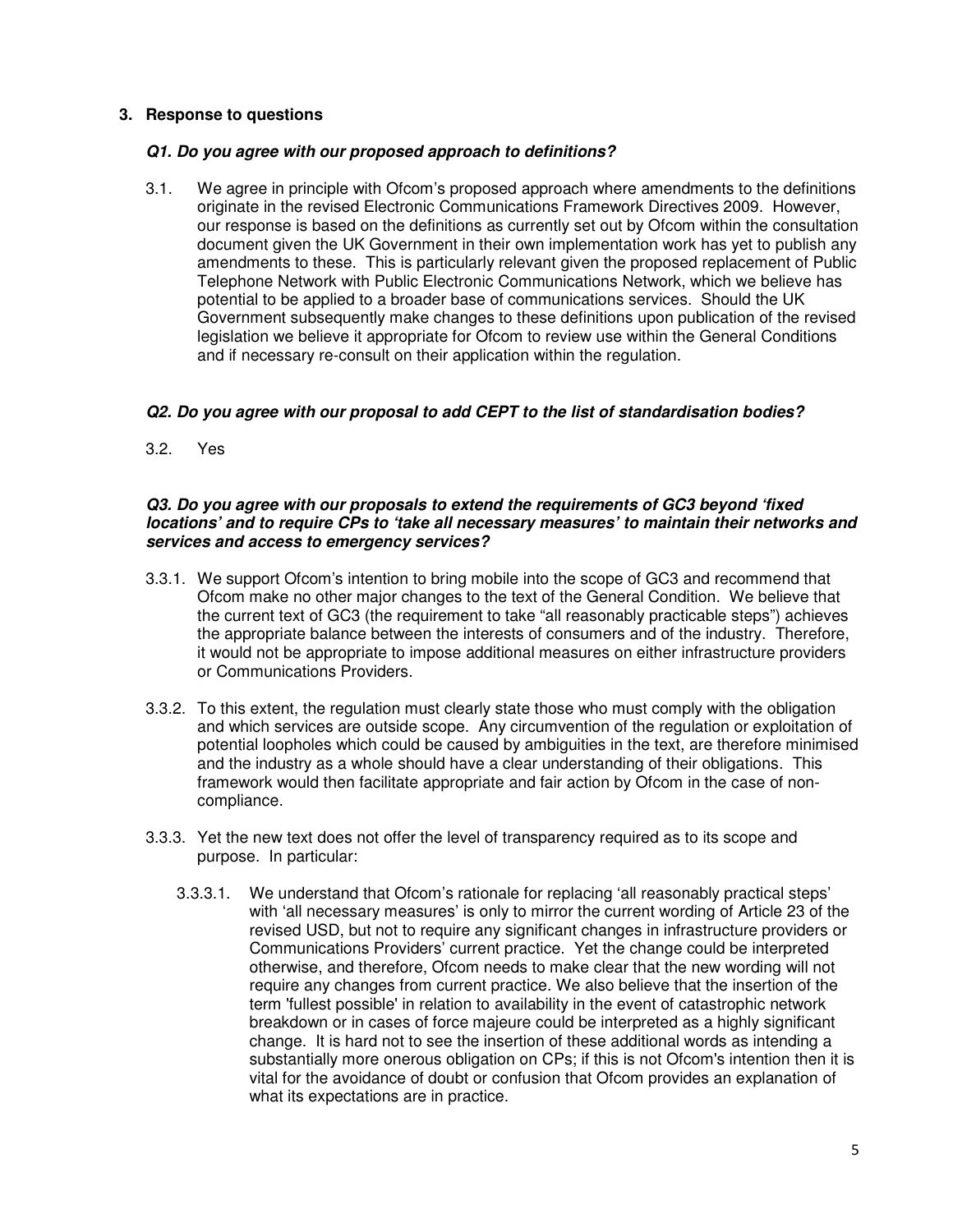## 3. Response to questions

### *Q1. Do you agree with our proposed approach to definitions?*

3.1. We agree in principle with Ofcom's proposed approach where amendments to the definitions originate in the revised Electronic Communications Framework Directives 2009. However, our response is based on the definitions as currently set out by Ofcom within the consultation document given the UK Government in their own implementation work has yet to publish any amendments to these. This is particularly relevant given the proposed replacement of Public Telephone Network with Public Electronic Communications Network, which we believe has potential to be applied to a broader base of communications services. Should the UK Government subsequently make changes to these definitions upon publication of the revised legislation we believe it appropriate for Ofcom to review use within the General Conditions and if necessary re-consult on their application within the regulation.

### *Q2. Do you agree with our proposal to add CEPT to the list of standardisation bodies?*

3.2. Yes

### *Q3. Do you agree with our proposals to extend the requirements of GC3 beyond 'fixed locations' and to require CPs to 'take all necessary measures' to maintain their networks and services and access to emergency services?*

3.3.1. We support Ofcom's intention to bring mobile into the scope of GC3 and recommend that Ofcom make no other major changes to the text of the General Condition. We believe that the current text of GC3 (the requirement to take "all reasonably practicable steps") achieves the appropriate balance between the interests of consumers and of the industry. Therefore, it would not be appropriate to impose additional measures on either infrastructure providers or Communications Providers.

3.3.2. To this extent, the regulation must clearly state those who must comply with the obligation and which services are outside scope. Any circumvention of the regulation or exploitation of potential loopholes which could be caused by ambiguities in the text, are therefore minimised and the industry as a whole should have a clear understanding of their obligations. This framework would then facilitate appropriate and fair action by Ofcom in the case of non-compliance.

3.3.3. Yet the new text does not offer the level of transparency required as to its scope and purpose. In particular:

3.3.3.1. We understand that Ofcom's rationale for replacing 'all reasonably practical steps' with 'all necessary measures' is only to mirror the current wording of Article 23 of the revised USD, but not to require any significant changes in infrastructure providers or Communications Providers' current practice. Yet the change could be interpreted otherwise, and therefore, Ofcom needs to make clear that the new wording will not require any changes from current practice. We also believe that the insertion of the term 'fullest possible' in relation to availability in the event of catastrophic network breakdown or in cases of force majeure could be interpreted as a highly significant change. It is hard not to see the insertion of these additional words as intending a substantially more onerous obligation on CPs; if this is not Ofcom's intention then it is vital for the avoidance of doubt or confusion that Ofcom provides an explanation of what its expectations are in practice.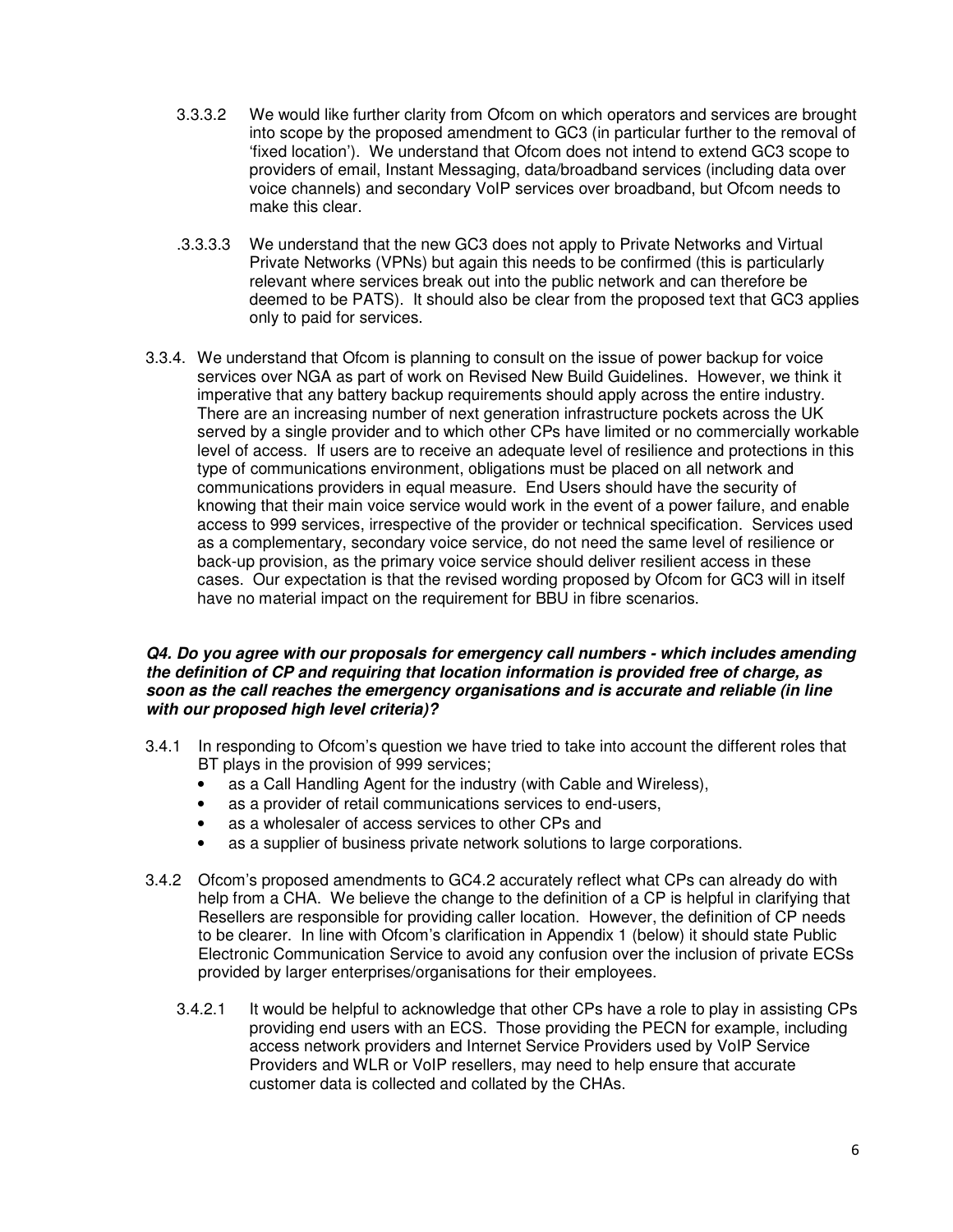3.3.3.2 We would like further clarity from Ofcom on which operators and services are brought into scope by the proposed amendment to GC3 (in particular further to the removal of 'fixed location'). We understand that Ofcom does not intend to extend GC3 scope to providers of email, Instant Messaging, data/broadband services (including data over voice channels) and secondary VoIP services over broadband, but Ofcom needs to make this clear.

.3.3.3.3 We understand that the new GC3 does not apply to Private Networks and Virtual Private Networks (VPNs) but again this needs to be confirmed (this is particularly relevant where services break out into the public network and can therefore be deemed to be PATS). It should also be clear from the proposed text that GC3 applies only to paid for services.

3.3.4. We understand that Ofcom is planning to consult on the issue of power backup for voice services over NGA as part of work on Revised New Build Guidelines. However, we think it imperative that any battery backup requirements should apply across the entire industry. There are an increasing number of next generation infrastructure pockets across the UK served by a single provider and to which other CPs have limited or no commercially workable level of access. If users are to receive an adequate level of resilience and protections in this type of communications environment, obligations must be placed on all network and communications providers in equal measure. End Users should have the security of knowing that their main voice service would work in the event of a power failure, and enable access to 999 services, irrespective of the provider or technical specification. Services used as a complementary, secondary voice service, do not need the same level of resilience or back-up provision, as the primary voice service should deliver resilient access in these cases. Our expectation is that the revised wording proposed by Ofcom for GC3 will in itself have no material impact on the requirement for BBU in fibre scenarios.

***Q4. Do you agree with our proposals for emergency call numbers - which includes amending the definition of CP and requiring that location information is provided free of charge, as soon as the call reaches the emergency organisations and is accurate and reliable (in line with our proposed high level criteria)?***

3.4.1 In responding to Ofcom's question we have tried to take into account the different roles that BT plays in the provision of 999 services;

- as a Call Handling Agent for the industry (with Cable and Wireless),
- as a provider of retail communications services to end-users,
- as a wholesaler of access services to other CPs and
- as a supplier of business private network solutions to large corporations.

3.4.2 Ofcom's proposed amendments to GC4.2 accurately reflect what CPs can already do with help from a CHA. We believe the change to the definition of a CP is helpful in clarifying that Resellers are responsible for providing caller location. However, the definition of CP needs to be clearer. In line with Ofcom's clarification in Appendix 1 (below) it should state Public Electronic Communication Service to avoid any confusion over the inclusion of private ECSs provided by larger enterprises/organisations for their employees.

3.4.2.1 It would be helpful to acknowledge that other CPs have a role to play in assisting CPs providing end users with an ECS. Those providing the PECN for example, including access network providers and Internet Service Providers used by VoIP Service Providers and WLR or VoIP resellers, may need to help ensure that accurate customer data is collected and collated by the CHAs.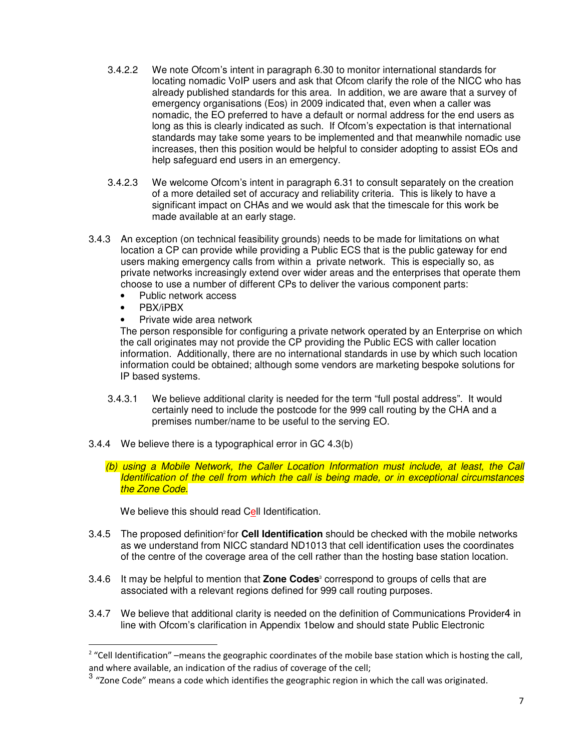3.4.2.2 We note Ofcom's intent in paragraph 6.30 to monitor international standards for locating nomadic VoIP users and ask that Ofcom clarify the role of the NICC who has already published standards for this area. In addition, we are aware that a survey of emergency organisations (Eos) in 2009 indicated that, even when a caller was nomadic, the EO preferred to have a default or normal address for the end users as long as this is clearly indicated as such. If Ofcom's expectation is that international standards may take some years to be implemented and that meanwhile nomadic use increases, then this position would be helpful to consider adopting to assist EOs and help safeguard end users in an emergency.

3.4.2.3 We welcome Ofcom's intent in paragraph 6.31 to consult separately on the creation of a more detailed set of accuracy and reliability criteria. This is likely to have a significant impact on CHAs and we would ask that the timescale for this work be made available at an early stage.

3.4.3 An exception (on technical feasibility grounds) needs to be made for limitations on what location a CP can provide while providing a Public ECS that is the public gateway for end users making emergency calls from within a private network. This is especially so, as private networks increasingly extend over wider areas and the enterprises that operate them choose to use a number of different CPs to deliver the various component parts:

- Public network access
- PBX/iPBX
- Private wide area network

The person responsible for configuring a private network operated by an Enterprise on which the call originates may not provide the CP providing the Public ECS with caller location information. Additionally, there are no international standards in use by which such location information could be obtained; although some vendors are marketing bespoke solutions for IP based systems.

3.4.3.1 We believe additional clarity is needed for the term "full postal address". It would certainly need to include the postcode for the 999 call routing by the CHA and a premises number/name to be useful to the serving EO.

3.4.4 We believe there is a typographical error in GC 4.3(b)

*(b) using a Mobile Network, the Caller Location Information must include, at least, the Call Identification of the cell from which the call is being made, or in exceptional circumstances the Zone Code.*

We believe this should read C<u>e</u>ll Identification.

3.4.5 The proposed definition[2] for **Cell Identification** should be checked with the mobile networks as we understand from NICC standard ND1013 that cell identification uses the coordinates of the centre of the coverage area of the cell rather than the hosting base station location.

3.4.6 It may be helpful to mention that **Zone Codes**[3] correspond to groups of cells that are associated with a relevant regions defined for 999 call routing purposes.

3.4.7 We believe that additional clarity is needed on the definition of Communications Provider4 in line with Ofcom's clarification in Appendix 1below and should state Public Electronic

---

[2] "Cell Identification" –means the geographic coordinates of the mobile base station which is hosting the call, and where available, an indication of the radius of coverage of the cell;

[3] "Zone Code" means a code which identifies the geographic region in which the call was originated.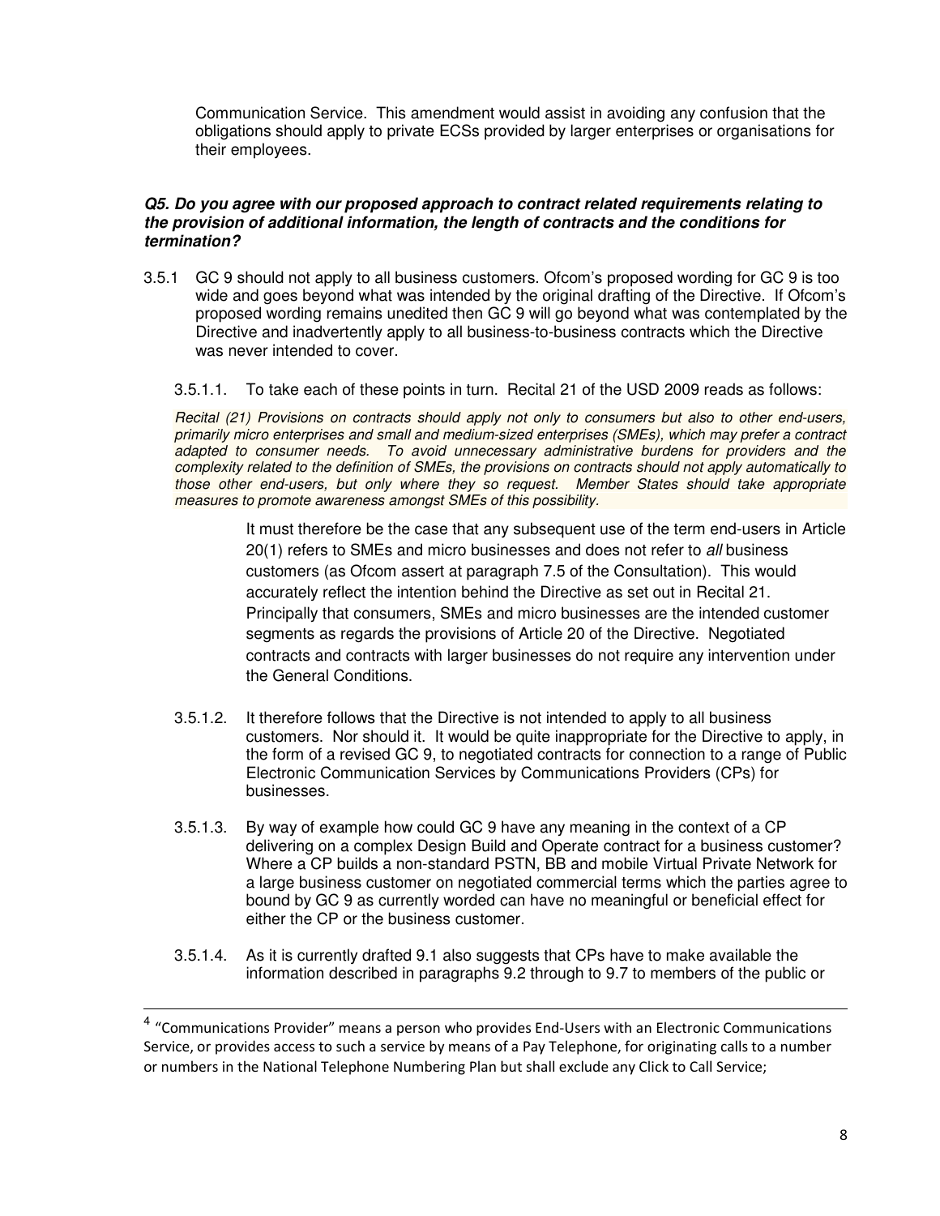Communication Service. This amendment would assist in avoiding any confusion that the obligations should apply to private ECSs provided by larger enterprises or organisations for their employees.

***Q5. Do you agree with our proposed approach to contract related requirements relating to the provision of additional information, the length of contracts and the conditions for termination?***

3.5.1 GC 9 should not apply to all business customers. Ofcom's proposed wording for GC 9 is too wide and goes beyond what was intended by the original drafting of the Directive. If Ofcom's proposed wording remains unedited then GC 9 will go beyond what was contemplated by the Directive and inadvertently apply to all business-to-business contracts which the Directive was never intended to cover.

3.5.1.1. To take each of these points in turn. Recital 21 of the USD 2009 reads as follows:

*Recital (21) Provisions on contracts should apply not only to consumers but also to other end-users, primarily micro enterprises and small and medium-sized enterprises (SMEs), which may prefer a contract adapted to consumer needs. To avoid unnecessary administrative burdens for providers and the complexity related to the definition of SMEs, the provisions on contracts should not apply automatically to those other end-users, but only where they so request. Member States should take appropriate measures to promote awareness amongst SMEs of this possibility.*

It must therefore be the case that any subsequent use of the term end-users in Article 20(1) refers to SMEs and micro businesses and does not refer to *all* business customers (as Ofcom assert at paragraph 7.5 of the Consultation). This would accurately reflect the intention behind the Directive as set out in Recital 21. Principally that consumers, SMEs and micro businesses are the intended customer segments as regards the provisions of Article 20 of the Directive. Negotiated contracts and contracts with larger businesses do not require any intervention under the General Conditions.

3.5.1.2. It therefore follows that the Directive is not intended to apply to all business customers. Nor should it. It would be quite inappropriate for the Directive to apply, in the form of a revised GC 9, to negotiated contracts for connection to a range of Public Electronic Communication Services by Communications Providers (CPs) for businesses.

3.5.1.3. By way of example how could GC 9 have any meaning in the context of a CP delivering on a complex Design Build and Operate contract for a business customer? Where a CP builds a non-standard PSTN, BB and mobile Virtual Private Network for a large business customer on negotiated commercial terms which the parties agree to bound by GC 9 as currently worded can have no meaningful or beneficial effect for either the CP or the business customer.

3.5.1.4. As it is currently drafted 9.1 also suggests that CPs have to make available the information described in paragraphs 9.2 through to 9.7 to members of the public or

---

[4] "Communications Provider" means a person who provides End-Users with an Electronic Communications Service, or provides access to such a service by means of a Pay Telephone, for originating calls to a number or numbers in the National Telephone Numbering Plan but shall exclude any Click to Call Service;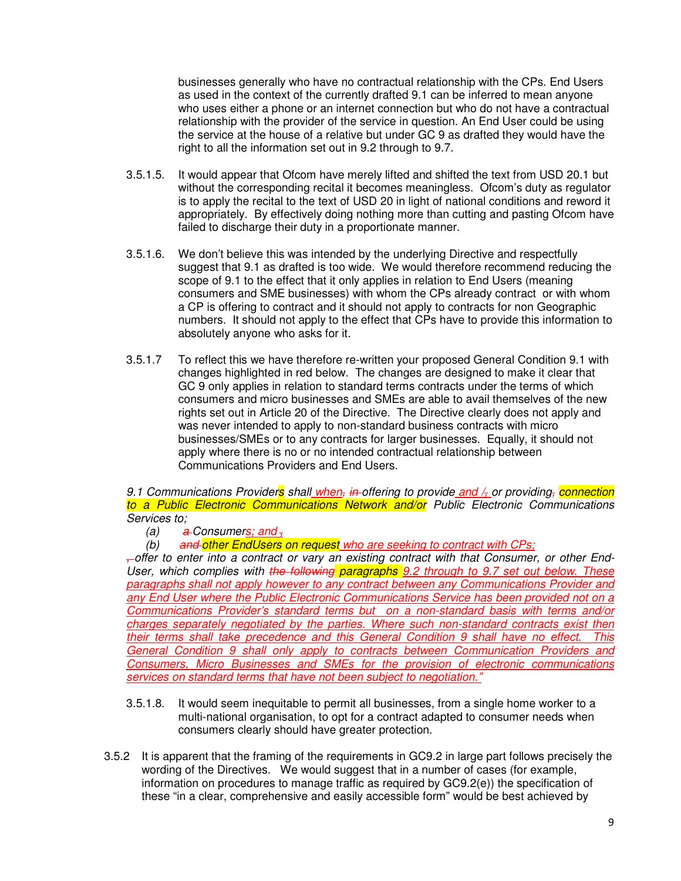businesses generally who have no contractual relationship with the CPs. End Users as used in the context of the currently drafted 9.1 can be inferred to mean anyone who uses either a phone or an internet connection but who do not have a contractual relationship with the provider of the service in question. An End User could be using the service at the house of a relative but under GC 9 as drafted they would have the right to all the information set out in 9.2 through to 9.7.

3.5.1.5. It would appear that Ofcom have merely lifted and shifted the text from USD 20.1 but without the corresponding recital it becomes meaningless. Ofcom's duty as regulator is to apply the recital to the text of USD 20 in light of national conditions and reword it appropriately. By effectively doing nothing more than cutting and pasting Ofcom have failed to discharge their duty in a proportionate manner.

3.5.1.6. We don't believe this was intended by the underlying Directive and respectfully suggest that 9.1 as drafted is too wide. We would therefore recommend reducing the scope of 9.1 to the effect that it only applies in relation to End Users (meaning consumers and SME businesses) with whom the CPs already contract or with whom a CP is offering to contract and it should not apply to contracts for non Geographic numbers. It should not apply to the effect that CPs have to provide this information to absolutely anyone who asks for it.

3.5.1.7 To reflect this we have therefore re-written your proposed General Condition 9.1 with changes highlighted in red below. The changes are designed to make it clear that GC 9 only applies in relation to standard terms contracts under the terms of which consumers and micro businesses and SMEs are able to avail themselves of the new rights set out in Article 20 of the Directive. The Directive clearly does not apply and was never intended to apply to non-standard business contracts with micro businesses/SMEs or to any contracts for larger businesses. Equally, it should not apply where there is no or no intended contractual relationship between Communications Providers and End Users.

*9.1 Communications Providers shall when, in offering to provide and /, or providing, connection to a Public Electronic Communications Network and/or Public Electronic Communications Services to;*

*(a) a Consumers; and ,*

*(b) and other EndUsers on request who are seeking to contract with CPs;*

*, offer to enter into a contract or vary an existing contract with that Consumer, or other End-User, which complies with ~~the following~~ paragraphs 9.2 through to 9.7 set out below. These paragraphs shall not apply however to any contract between any Communications Provider and any End User where the Public Electronic Communications Service has been provided not on a Communications Provider's standard terms but on a non-standard basis with terms and/or charges separately negotiated by the parties. Where such non-standard contracts exist then their terms shall take precedence and this General Condition 9 shall have no effect. This General Condition 9 shall only apply to contracts between Communication Providers and Consumers, Micro Businesses and SMEs for the provision of electronic communications services on standard terms that have not been subject to negotiation."*

3.5.1.8. It would seem inequitable to permit all businesses, from a single home worker to a multi-national organisation, to opt for a contract adapted to consumer needs when consumers clearly should have greater protection.

3.5.2 It is apparent that the framing of the requirements in GC9.2 in large part follows precisely the wording of the Directives. We would suggest that in a number of cases (for example, information on procedures to manage traffic as required by GC9.2(e)) the specification of these "in a clear, comprehensive and easily accessible form" would be best achieved by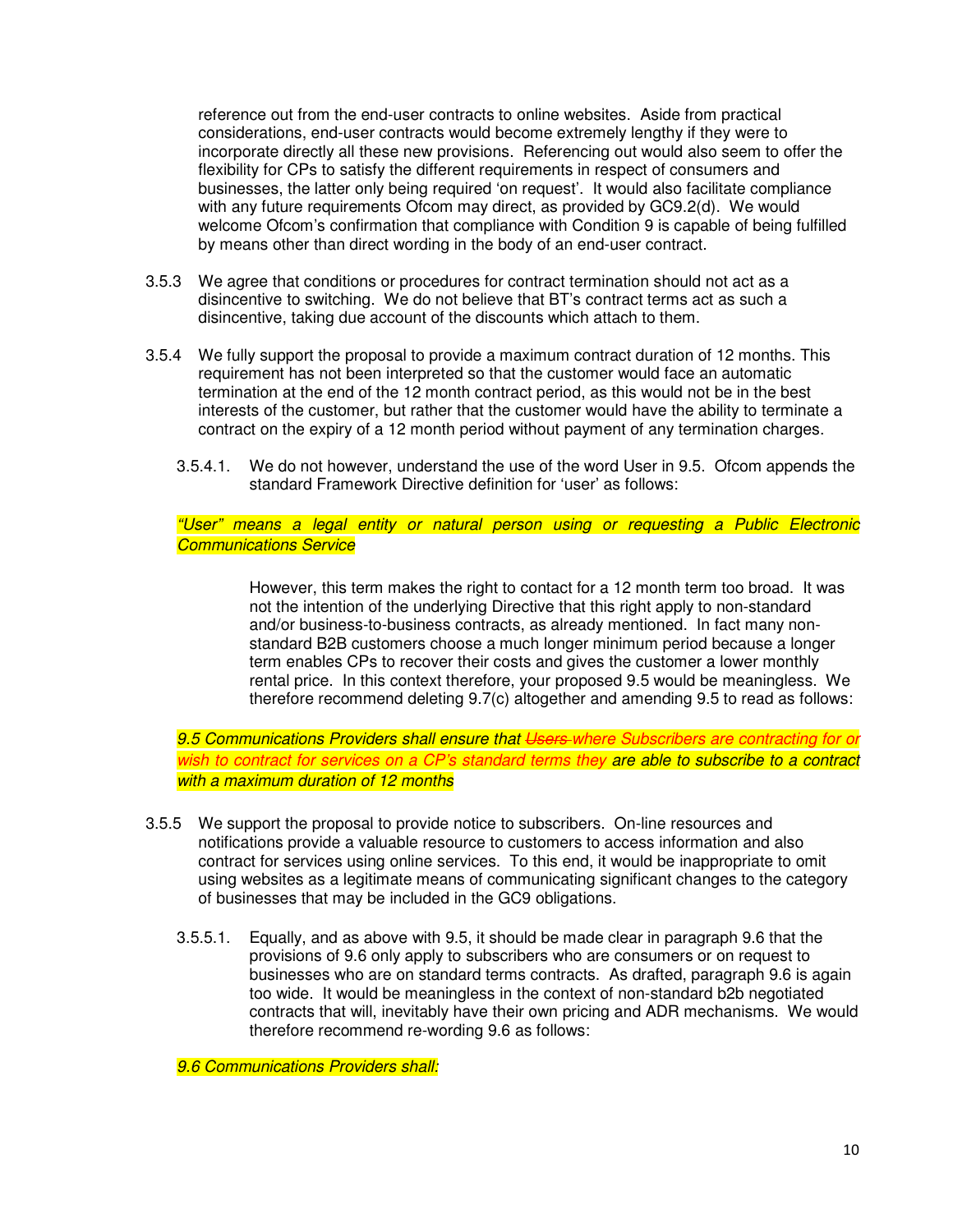reference out from the end-user contracts to online websites. Aside from practical considerations, end-user contracts would become extremely lengthy if they were to incorporate directly all these new provisions. Referencing out would also seem to offer the flexibility for CPs to satisfy the different requirements in respect of consumers and businesses, the latter only being required 'on request'. It would also facilitate compliance with any future requirements Ofcom may direct, as provided by GC9.2(d). We would welcome Ofcom's confirmation that compliance with Condition 9 is capable of being fulfilled by means other than direct wording in the body of an end-user contract.

3.5.3 We agree that conditions or procedures for contract termination should not act as a disincentive to switching. We do not believe that BT's contract terms act as such a disincentive, taking due account of the discounts which attach to them.

3.5.4 We fully support the proposal to provide a maximum contract duration of 12 months. This requirement has not been interpreted so that the customer would face an automatic termination at the end of the 12 month contract period, as this would not be in the best interests of the customer, but rather that the customer would have the ability to terminate a contract on the expiry of a 12 month period without payment of any termination charges.

3.5.4.1. We do not however, understand the use of the word User in 9.5. Ofcom appends the standard Framework Directive definition for 'user' as follows:

*"User" means a legal entity or natural person using or requesting a Public Electronic Communications Service*

However, this term makes the right to contact for a 12 month term too broad. It was not the intention of the underlying Directive that this right apply to non-standard and/or business-to-business contracts, as already mentioned. In fact many non-standard B2B customers choose a much longer minimum period because a longer term enables CPs to recover their costs and gives the customer a lower monthly rental price. In this context therefore, your proposed 9.5 would be meaningless. We therefore recommend deleting 9.7(c) altogether and amending 9.5 to read as follows:

*9.5 Communications Providers shall ensure that ~~Users~~ where Subscribers are contracting for or wish to contract for services on a CP's standard terms they are able to subscribe to a contract with a maximum duration of 12 months*

3.5.5 We support the proposal to provide notice to subscribers. On-line resources and notifications provide a valuable resource to customers to access information and also contract for services using online services. To this end, it would be inappropriate to omit using websites as a legitimate means of communicating significant changes to the category of businesses that may be included in the GC9 obligations.

3.5.5.1. Equally, and as above with 9.5, it should be made clear in paragraph 9.6 that the provisions of 9.6 only apply to subscribers who are consumers or on request to businesses who are on standard terms contracts. As drafted, paragraph 9.6 is again too wide. It would be meaningless in the context of non-standard b2b negotiated contracts that will, inevitably have their own pricing and ADR mechanisms. We would therefore recommend re-wording 9.6 as follows:

*9.6 Communications Providers shall:*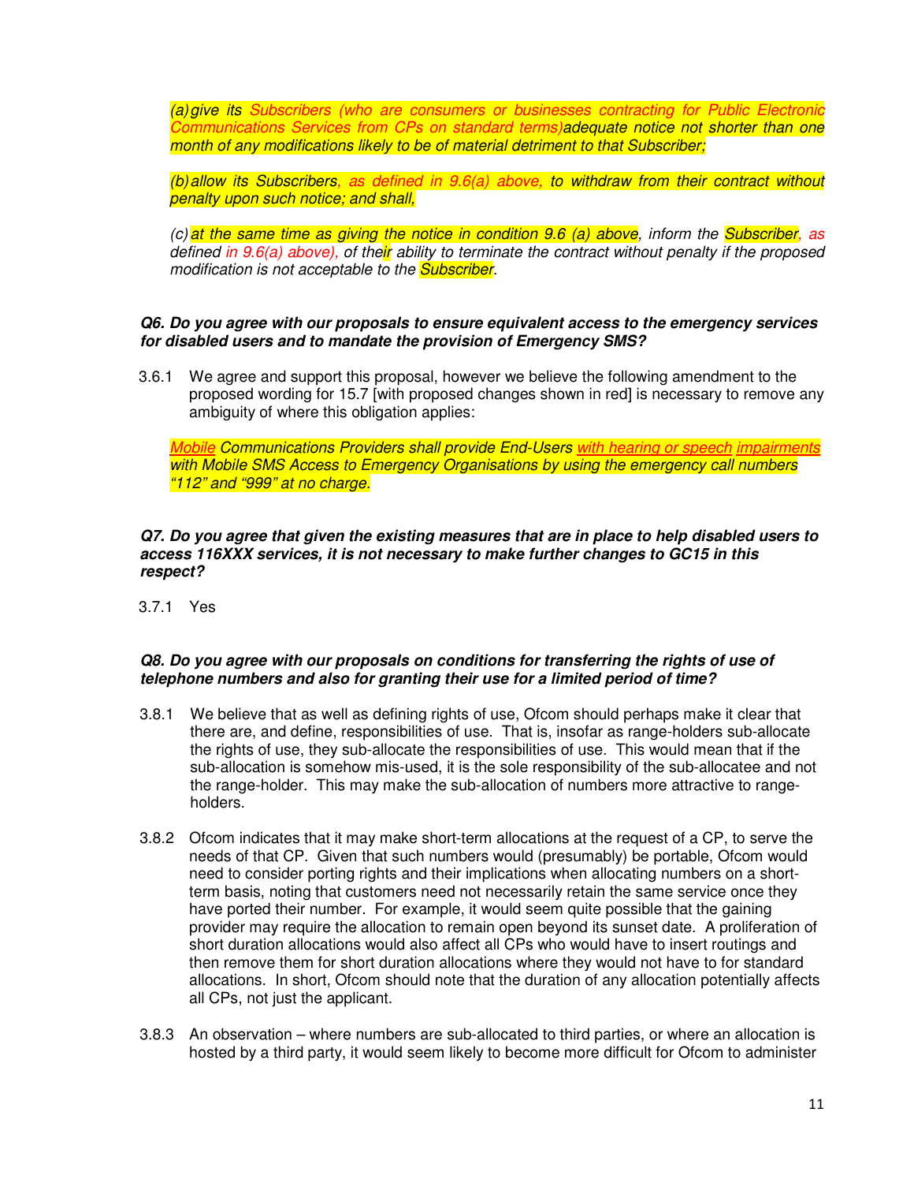*(a) give its Subscribers (who are consumers or businesses contracting for Public Electronic Communications Services from CPs on standard terms)adequate notice not shorter than one month of any modifications likely to be of material detriment to that Subscriber;*

*(b) allow its Subscribers, as defined in 9.6(a) above, to withdraw from their contract without penalty upon such notice; and shall,*

*(c) at the same time as giving the notice in condition 9.6 (a) above, inform the Subscriber, as defined in 9.6(a) above), of their ability to terminate the contract without penalty if the proposed modification is not acceptable to the Subscriber.*

***Q6. Do you agree with our proposals to ensure equivalent access to the emergency services for disabled users and to mandate the provision of Emergency SMS?***

3.6.1 We agree and support this proposal, however we believe the following amendment to the proposed wording for 15.7 [with proposed changes shown in red] is necessary to remove any ambiguity of where this obligation applies:

*Mobile Communications Providers shall provide End-Users with hearing or speech impairments with Mobile SMS Access to Emergency Organisations by using the emergency call numbers "112" and "999" at no charge.*

***Q7. Do you agree that given the existing measures that are in place to help disabled users to access 116XXX services, it is not necessary to make further changes to GC15 in this respect?***

3.7.1 Yes

***Q8. Do you agree with our proposals on conditions for transferring the rights of use of telephone numbers and also for granting their use for a limited period of time?***

3.8.1 We believe that as well as defining rights of use, Ofcom should perhaps make it clear that there are, and define, responsibilities of use. That is, insofar as range-holders sub-allocate the rights of use, they sub-allocate the responsibilities of use. This would mean that if the sub-allocation is somehow mis-used, it is the sole responsibility of the sub-allocatee and not the range-holder. This may make the sub-allocation of numbers more attractive to range-holders.

3.8.2 Ofcom indicates that it may make short-term allocations at the request of a CP, to serve the needs of that CP. Given that such numbers would (presumably) be portable, Ofcom would need to consider porting rights and their implications when allocating numbers on a short-term basis, noting that customers need not necessarily retain the same service once they have ported their number. For example, it would seem quite possible that the gaining provider may require the allocation to remain open beyond its sunset date. A proliferation of short duration allocations would also affect all CPs who would have to insert routings and then remove them for short duration allocations where they would not have to for standard allocations. In short, Ofcom should note that the duration of any allocation potentially affects all CPs, not just the applicant.

3.8.3 An observation – where numbers are sub-allocated to third parties, or where an allocation is hosted by a third party, it would seem likely to become more difficult for Ofcom to administer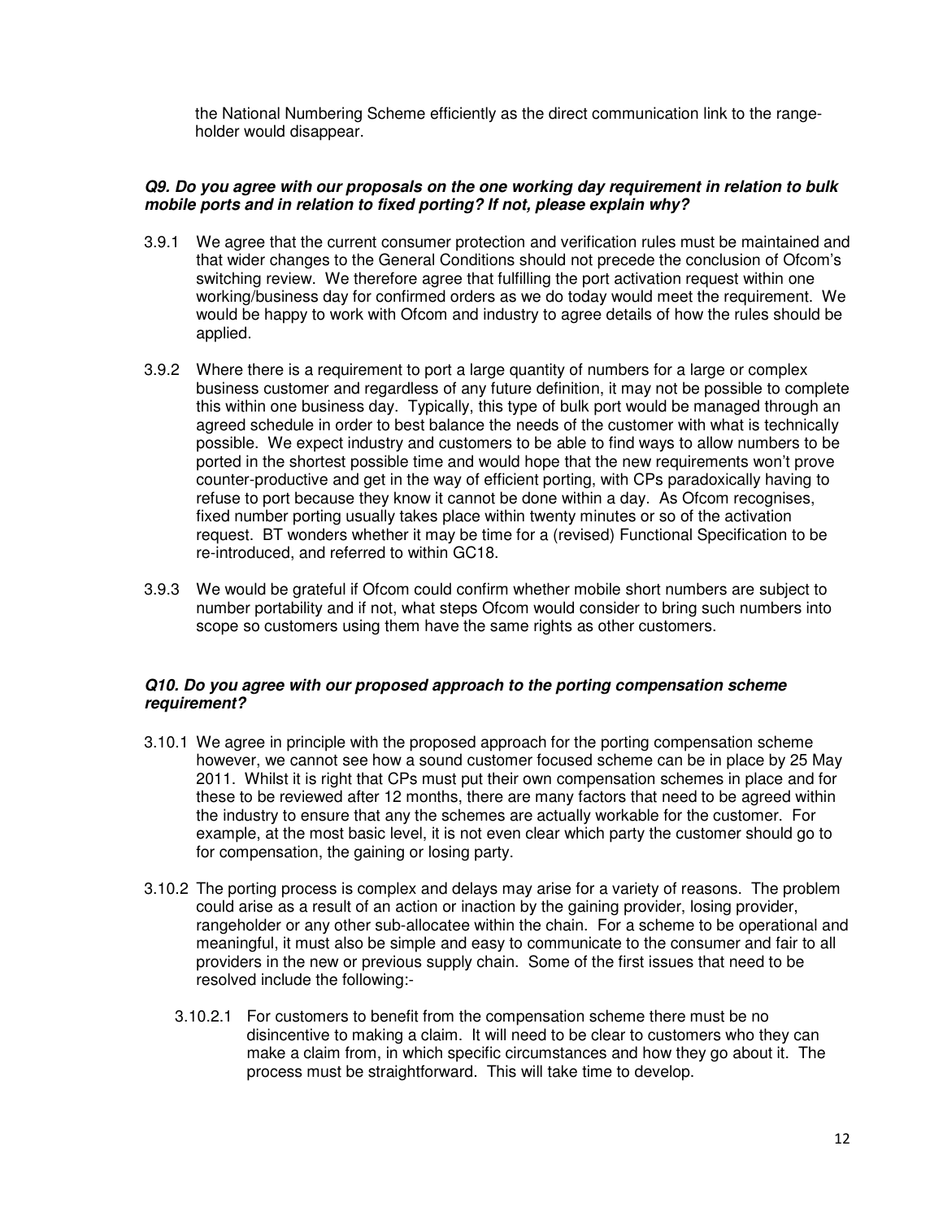the National Numbering Scheme efficiently as the direct communication link to the range-holder would disappear.

***Q9. Do you agree with our proposals on the one working day requirement in relation to bulk mobile ports and in relation to fixed porting? If not, please explain why?***

3.9.1 We agree that the current consumer protection and verification rules must be maintained and that wider changes to the General Conditions should not precede the conclusion of Ofcom's switching review. We therefore agree that fulfilling the port activation request within one working/business day for confirmed orders as we do today would meet the requirement. We would be happy to work with Ofcom and industry to agree details of how the rules should be applied.

3.9.2 Where there is a requirement to port a large quantity of numbers for a large or complex business customer and regardless of any future definition, it may not be possible to complete this within one business day. Typically, this type of bulk port would be managed through an agreed schedule in order to best balance the needs of the customer with what is technically possible. We expect industry and customers to be able to find ways to allow numbers to be ported in the shortest possible time and would hope that the new requirements won't prove counter-productive and get in the way of efficient porting, with CPs paradoxically having to refuse to port because they know it cannot be done within a day. As Ofcom recognises, fixed number porting usually takes place within twenty minutes or so of the activation request. BT wonders whether it may be time for a (revised) Functional Specification to be re-introduced, and referred to within GC18.

3.9.3 We would be grateful if Ofcom could confirm whether mobile short numbers are subject to number portability and if not, what steps Ofcom would consider to bring such numbers into scope so customers using them have the same rights as other customers.

***Q10. Do you agree with our proposed approach to the porting compensation scheme requirement?***

3.10.1 We agree in principle with the proposed approach for the porting compensation scheme however, we cannot see how a sound customer focused scheme can be in place by 25 May 2011. Whilst it is right that CPs must put their own compensation schemes in place and for these to be reviewed after 12 months, there are many factors that need to be agreed within the industry to ensure that any the schemes are actually workable for the customer. For example, at the most basic level, it is not even clear which party the customer should go to for compensation, the gaining or losing party.

3.10.2 The porting process is complex and delays may arise for a variety of reasons. The problem could arise as a result of an action or inaction by the gaining provider, losing provider, rangeholder or any other sub-allocatee within the chain. For a scheme to be operational and meaningful, it must also be simple and easy to communicate to the consumer and fair to all providers in the new or previous supply chain. Some of the first issues that need to be resolved include the following:-

3.10.2.1 For customers to benefit from the compensation scheme there must be no disincentive to making a claim. It will need to be clear to customers who they can make a claim from, in which specific circumstances and how they go about it. The process must be straightforward. This will take time to develop.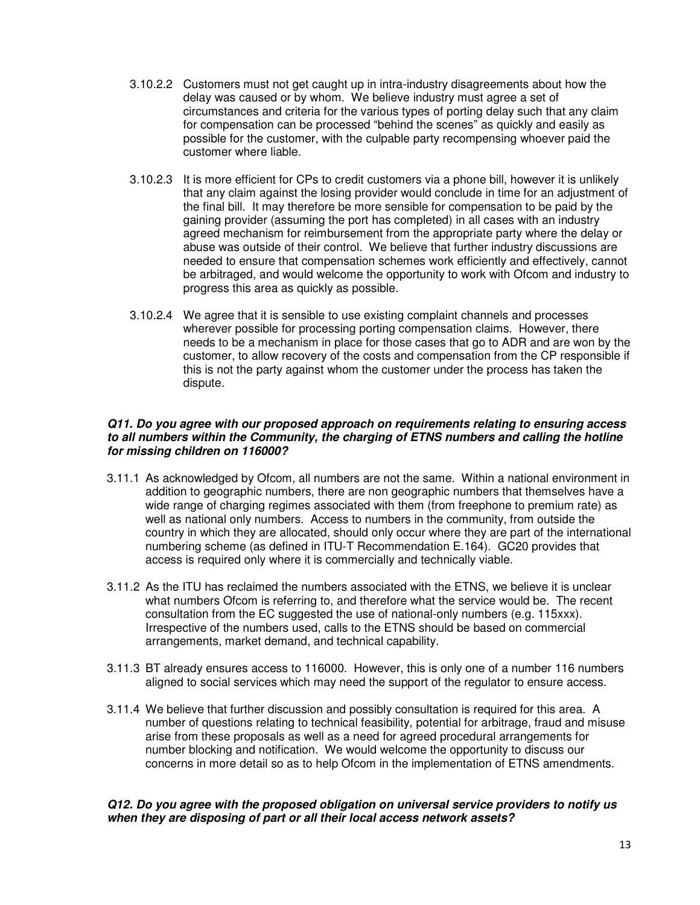3.10.2.2 Customers must not get caught up in intra-industry disagreements about how the delay was caused or by whom. We believe industry must agree a set of circumstances and criteria for the various types of porting delay such that any claim for compensation can be processed "behind the scenes" as quickly and easily as possible for the customer, with the culpable party recompensing whoever paid the customer where liable.

3.10.2.3 It is more efficient for CPs to credit customers via a phone bill, however it is unlikely that any claim against the losing provider would conclude in time for an adjustment of the final bill. It may therefore be more sensible for compensation to be paid by the gaining provider (assuming the port has completed) in all cases with an industry agreed mechanism for reimbursement from the appropriate party where the delay or abuse was outside of their control. We believe that further industry discussions are needed to ensure that compensation schemes work efficiently and effectively, cannot be arbitraged, and would welcome the opportunity to work with Ofcom and industry to progress this area as quickly as possible.

3.10.2.4 We agree that it is sensible to use existing complaint channels and processes wherever possible for processing porting compensation claims. However, there needs to be a mechanism in place for those cases that go to ADR and are won by the customer, to allow recovery of the costs and compensation from the CP responsible if this is not the party against whom the customer under the process has taken the dispute.

***Q11. Do you agree with our proposed approach on requirements relating to ensuring access to all numbers within the Community, the charging of ETNS numbers and calling the hotline for missing children on 116000?***

3.11.1 As acknowledged by Ofcom, all numbers are not the same. Within a national environment in addition to geographic numbers, there are non geographic numbers that themselves have a wide range of charging regimes associated with them (from freephone to premium rate) as well as national only numbers. Access to numbers in the community, from outside the country in which they are allocated, should only occur where they are part of the international numbering scheme (as defined in ITU-T Recommendation E.164). GC20 provides that access is required only where it is commercially and technically viable.

3.11.2 As the ITU has reclaimed the numbers associated with the ETNS, we believe it is unclear what numbers Ofcom is referring to, and therefore what the service would be. The recent consultation from the EC suggested the use of national-only numbers (e.g. 115xxx). Irrespective of the numbers used, calls to the ETNS should be based on commercial arrangements, market demand, and technical capability.

3.11.3 BT already ensures access to 116000. However, this is only one of a number 116 numbers aligned to social services which may need the support of the regulator to ensure access.

3.11.4 We believe that further discussion and possibly consultation is required for this area. A number of questions relating to technical feasibility, potential for arbitrage, fraud and misuse arise from these proposals as well as a need for agreed procedural arrangements for number blocking and notification. We would welcome the opportunity to discuss our concerns in more detail so as to help Ofcom in the implementation of ETNS amendments.

***Q12. Do you agree with the proposed obligation on universal service providers to notify us when they are disposing of part or all their local access network assets?***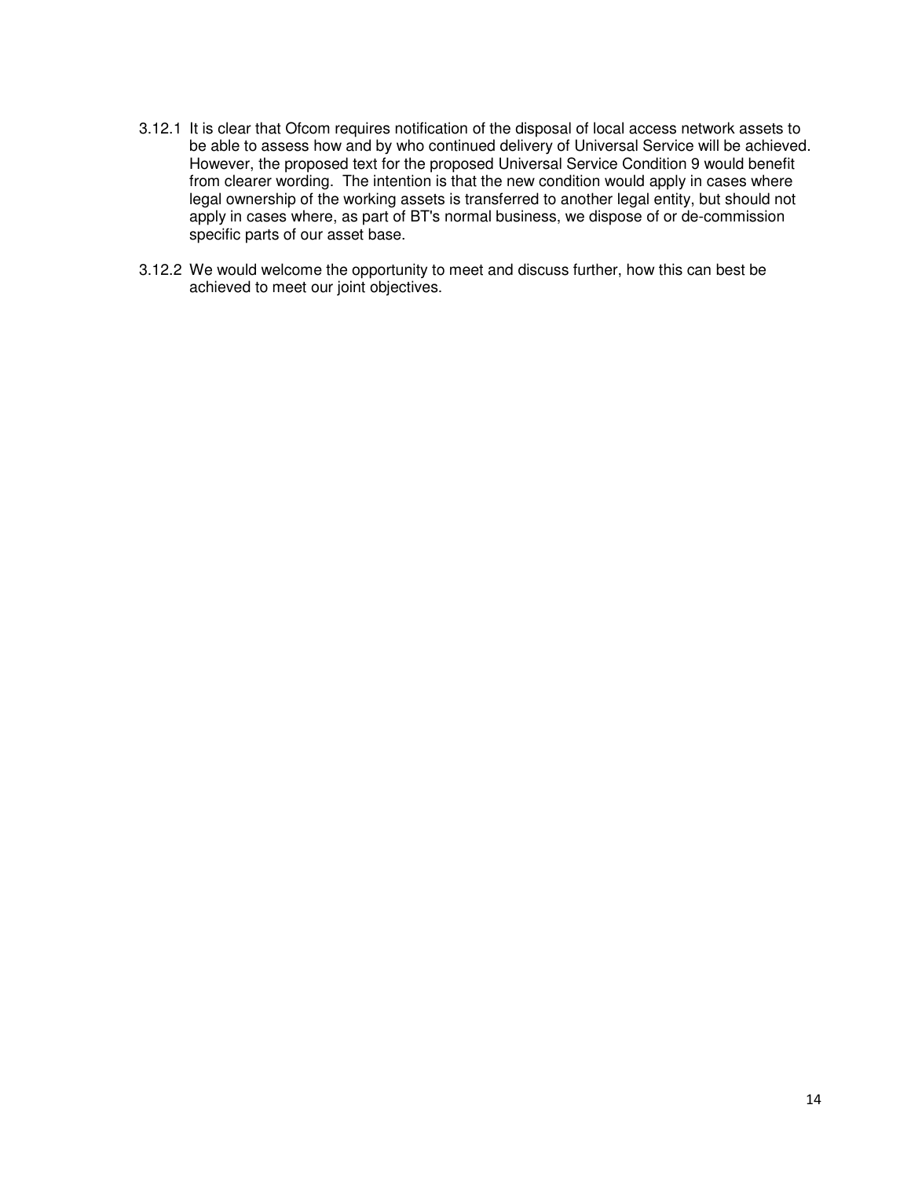3.12.1 It is clear that Ofcom requires notification of the disposal of local access network assets to be able to assess how and by who continued delivery of Universal Service will be achieved. However, the proposed text for the proposed Universal Service Condition 9 would benefit from clearer wording. The intention is that the new condition would apply in cases where legal ownership of the working assets is transferred to another legal entity, but should not apply in cases where, as part of BT's normal business, we dispose of or de-commission specific parts of our asset base.

3.12.2 We would welcome the opportunity to meet and discuss further, how this can best be achieved to meet our joint objectives.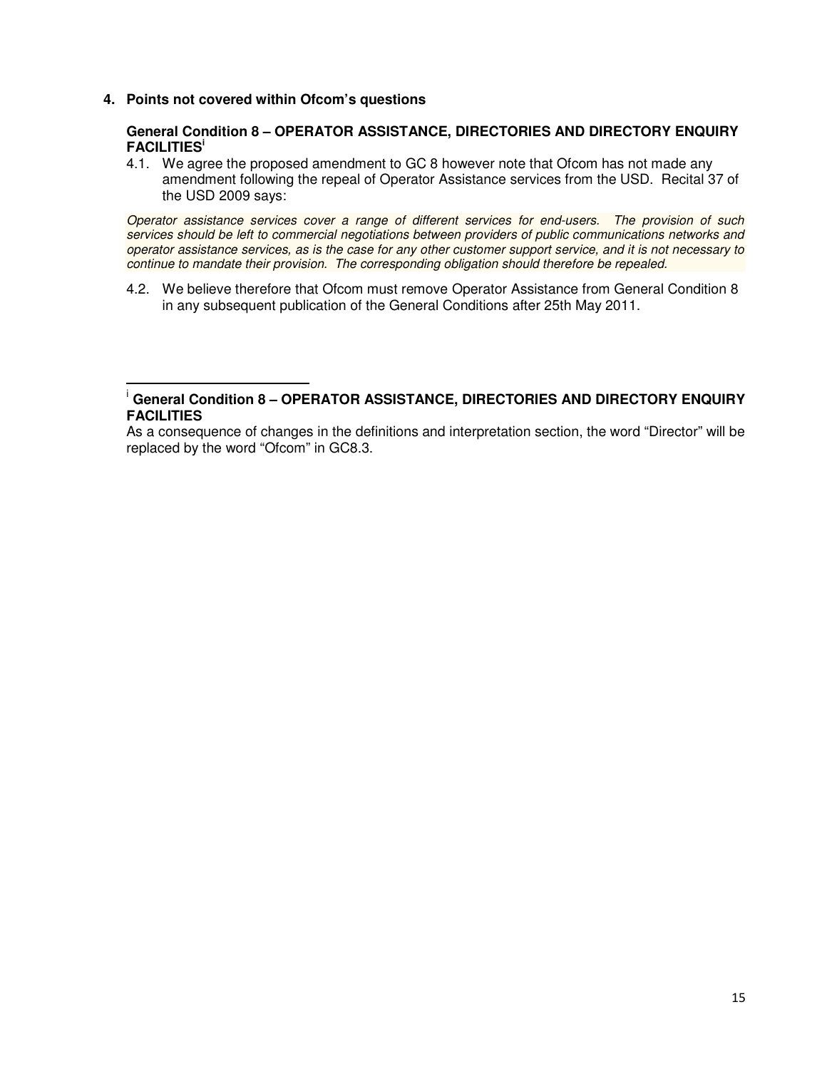## 4. Points not covered within Ofcom's questions

### General Condition 8 – OPERATOR ASSISTANCE, DIRECTORIES AND DIRECTORY ENQUIRY FACILITIES[i]

4.1. We agree the proposed amendment to GC 8 however note that Ofcom has not made any amendment following the repeal of Operator Assistance services from the USD. Recital 37 of the USD 2009 says:

*Operator assistance services cover a range of different services for end-users. The provision of such services should be left to commercial negotiations between providers of public communications networks and operator assistance services, as is the case for any other customer support service, and it is not necessary to continue to mandate their provision. The corresponding obligation should therefore be repealed.*

4.2. We believe therefore that Ofcom must remove Operator Assistance from General Condition 8 in any subsequent publication of the General Conditions after 25th May 2011.

---

[i] **General Condition 8 – OPERATOR ASSISTANCE, DIRECTORIES AND DIRECTORY ENQUIRY FACILITIES**

As a consequence of changes in the definitions and interpretation section, the word "Director" will be replaced by the word "Ofcom" in GC8.3.